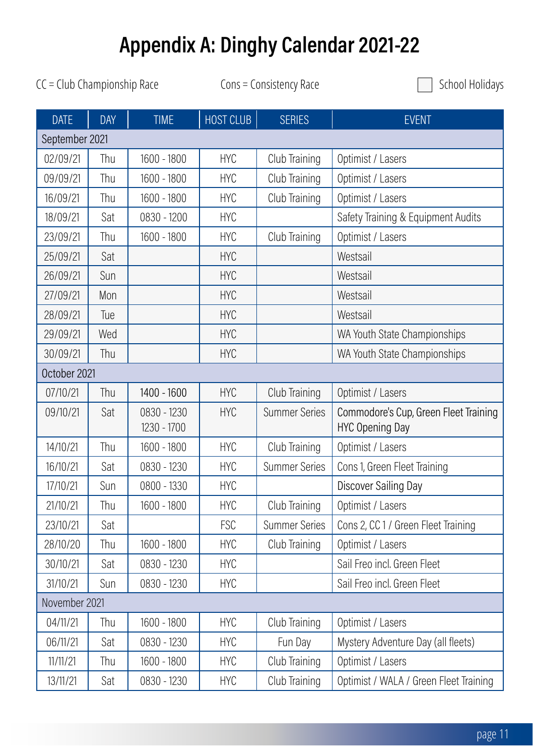# Appendix A: Dinghy Calendar 2021-22

CC = Club Championship Race

Cons = Consistency Race

School Holidays

| DATE | DAY | TIME | HOST CLUB | SERIES | EVENT |
|---|---|---|---|---|---|
| September 2021 | | | | | |
| 02/09/21 | Thu | 1600 - 1800 | HYC | Club Training | Optimist / Lasers |
| 09/09/21 | Thu | 1600 - 1800 | HYC | Club Training | Optimist / Lasers |
| 16/09/21 | Thu | 1600 - 1800 | HYC | Club Training | Optimist / Lasers |
| 18/09/21 | Sat | 0830 - 1200 | HYC | | Safety Training & Equipment Audits |
| 23/09/21 | Thu | 1600 - 1800 | HYC | Club Training | Optimist / Lasers |
| 25/09/21 | Sat | | HYC | | Westsail |
| 26/09/21 | Sun | | HYC | | Westsail |
| 27/09/21 | Mon | | HYC | | Westsail |
| 28/09/21 | Tue | | HYC | | Westsail |
| 29/09/21 | Wed | | HYC | | WA Youth State Championships |
| 30/09/21 | Thu | | HYC | | WA Youth State Championships |
| October 2021 | | | | | |
| 07/10/21 | Thu | 1400 - 1600 | HYC | Club Training | Optimist / Lasers |
| 09/10/21 | Sat | 0830 - 1230<br>1230 - 1700 | HYC | Summer Series | Commodore's Cup, Green Fleet Training<br>HYC Opening Day |
| 14/10/21 | Thu | 1600 - 1800 | HYC | Club Training | Optimist / Lasers |
| 16/10/21 | Sat | 0830 - 1230 | HYC | Summer Series | Cons 1, Green Fleet Training |
| 17/10/21 | Sun | 0800 - 1330 | HYC | | Discover Sailing Day |
| 21/10/21 | Thu | 1600 - 1800 | HYC | Club Training | Optimist / Lasers |
| 23/10/21 | Sat | | FSC | Summer Series | Cons 2, CC 1 / Green Fleet Training |
| 28/10/20 | Thu | 1600 - 1800 | HYC | Club Training | Optimist / Lasers |
| 30/10/21 | Sat | 0830 - 1230 | HYC | | Sail Freo incl. Green Fleet |
| 31/10/21 | Sun | 0830 - 1230 | HYC | | Sail Freo incl. Green Fleet |
| November 2021 | | | | | |
| 04/11/21 | Thu | 1600 - 1800 | HYC | Club Training | Optimist / Lasers |
| 06/11/21 | Sat | 0830 - 1230 | HYC | Fun Day | Mystery Adventure Day (all fleets) |
| 11/11/21 | Thu | 1600 - 1800 | HYC | Club Training | Optimist / Lasers |
| 13/11/21 | Sat | 0830 - 1230 | HYC | Club Training | Optimist / WALA / Green Fleet Training |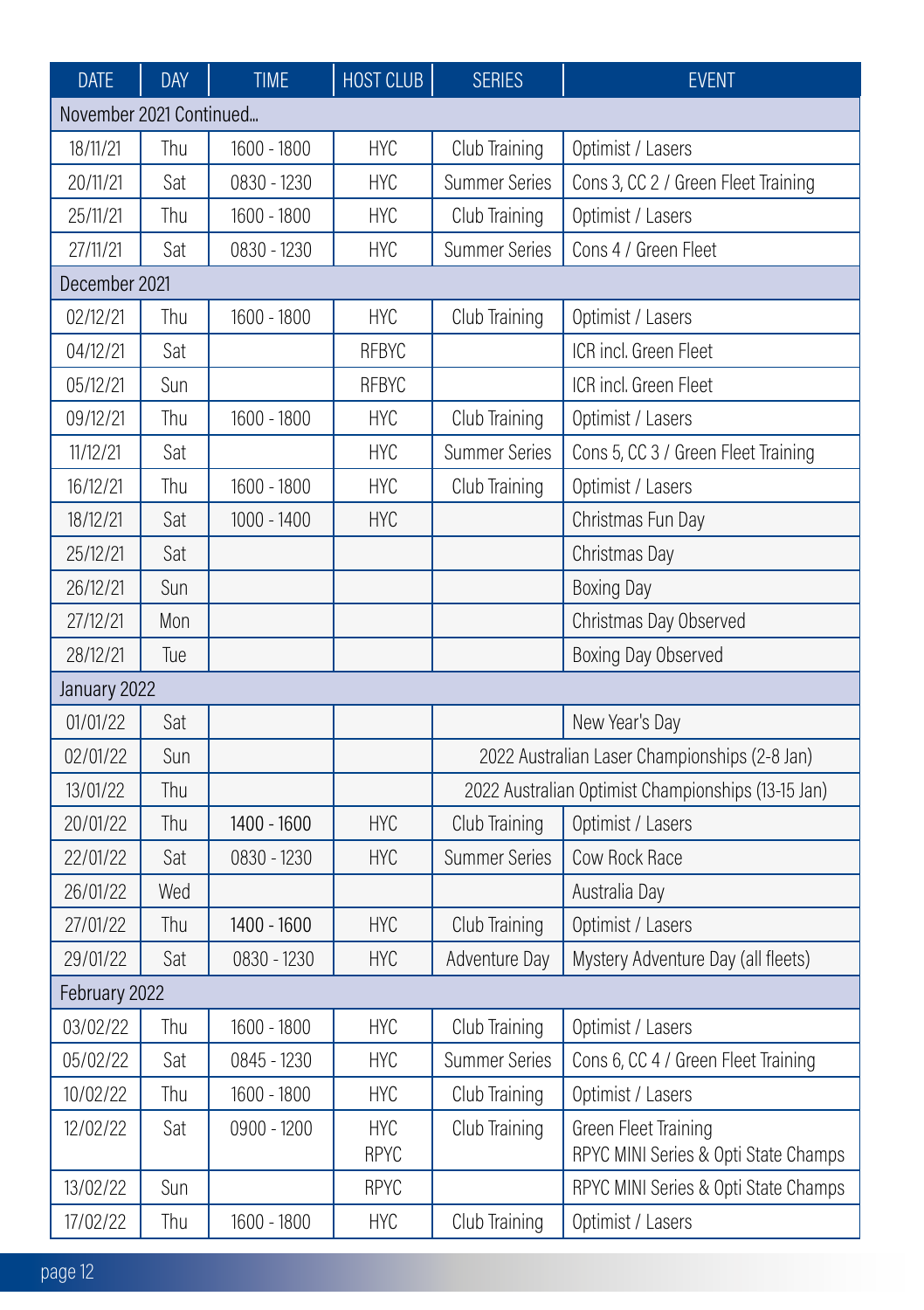| DATE | DAY | TIME | HOST CLUB | SERIES | EVENT |
|---|---|---|---|---|---|
| November 2021 Continued... | | | | | |
| 18/11/21 | Thu | 1600 - 1800 | HYC | Club Training | Optimist / Lasers |
| 20/11/21 | Sat | 0830 - 1230 | HYC | Summer Series | Cons 3, CC 2 / Green Fleet Training |
| 25/11/21 | Thu | 1600 - 1800 | HYC | Club Training | Optimist / Lasers |
| 27/11/21 | Sat | 0830 - 1230 | HYC | Summer Series | Cons 4 / Green Fleet |
| December 2021 | | | | | |
| 02/12/21 | Thu | 1600 - 1800 | HYC | Club Training | Optimist / Lasers |
| 04/12/21 | Sat | | RFBYC | | ICR incl. Green Fleet |
| 05/12/21 | Sun | | RFBYC | | ICR incl. Green Fleet |
| 09/12/21 | Thu | 1600 - 1800 | HYC | Club Training | Optimist / Lasers |
| 11/12/21 | Sat | | HYC | Summer Series | Cons 5, CC 3 / Green Fleet Training |
| 16/12/21 | Thu | 1600 - 1800 | HYC | Club Training | Optimist / Lasers |
| 18/12/21 | Sat | 1000 - 1400 | HYC | | Christmas Fun Day |
| 25/12/21 | Sat | | | | Christmas Day |
| 26/12/21 | Sun | | | | Boxing Day |
| 27/12/21 | Mon | | | | Christmas Day Observed |
| 28/12/21 | Tue | | | | Boxing Day Observed |
| January 2022 | | | | | |
| 01/01/22 | Sat | | | | New Year's Day |
| 02/01/22 | Sun | | | 2022 Australian Laser Championships (2-8 Jan) | |
| 13/01/22 | Thu | | | 2022 Australian Optimist Championships (13-15 Jan) | |
| 20/01/22 | Thu | 1400 - 1600 | HYC | Club Training | Optimist / Lasers |
| 22/01/22 | Sat | 0830 - 1230 | HYC | Summer Series | Cow Rock Race |
| 26/01/22 | Wed | | | | Australia Day |
| 27/01/22 | Thu | 1400 - 1600 | HYC | Club Training | Optimist / Lasers |
| 29/01/22 | Sat | 0830 - 1230 | HYC | Adventure Day | Mystery Adventure Day (all fleets) |
| February 2022 | | | | | |
| 03/02/22 | Thu | 1600 - 1800 | HYC | Club Training | Optimist / Lasers |
| 05/02/22 | Sat | 0845 - 1230 | HYC | Summer Series | Cons 6, CC 4 / Green Fleet Training |
| 10/02/22 | Thu | 1600 - 1800 | HYC | Club Training | Optimist / Lasers |
| 12/02/22 | Sat | 0900 - 1200 | HYC<br>RPYC | Club Training | Green Fleet Training<br>RPYC MINI Series & Opti State Champs |
| 13/02/22 | Sun | | RPYC | | RPYC MINI Series & Opti State Champs |
| 17/02/22 | Thu | 1600 - 1800 | HYC | Club Training | Optimist / Lasers |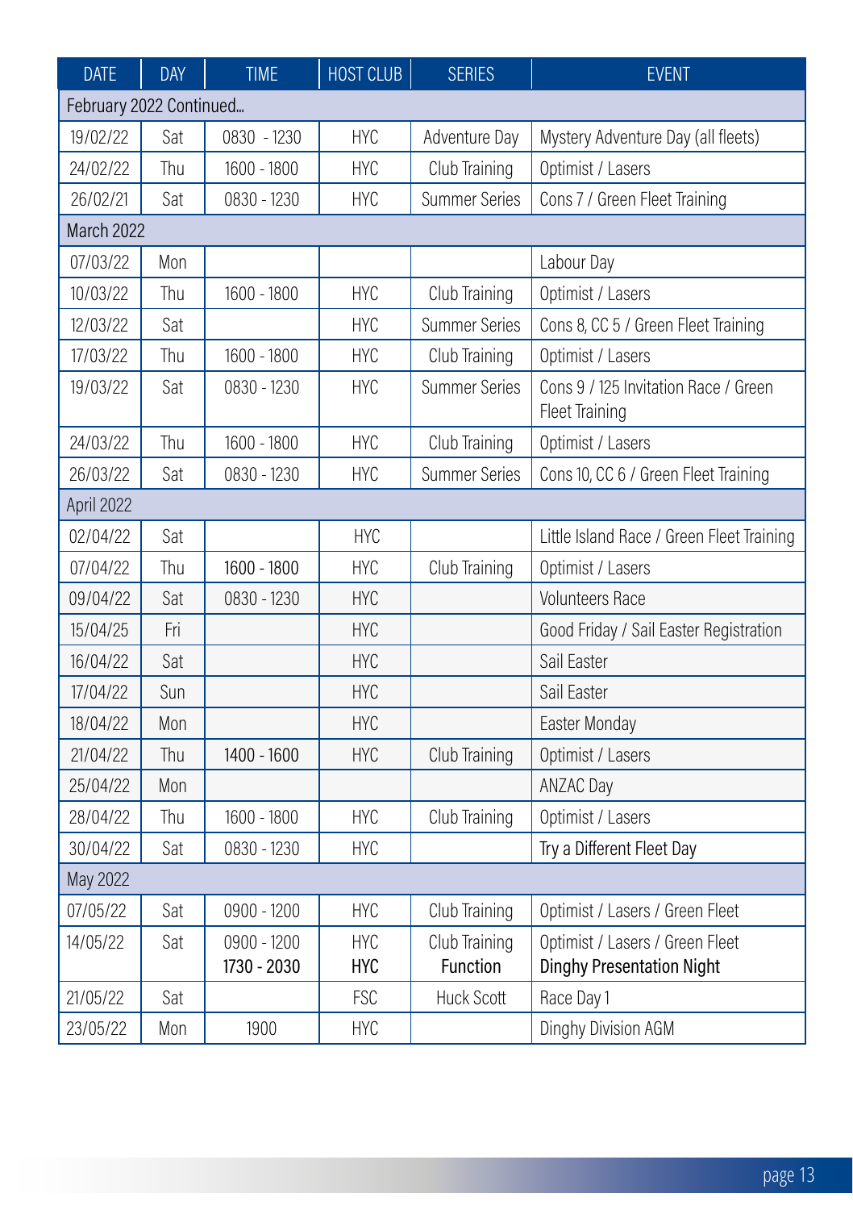| DATE | DAY | TIME | HOST CLUB | SERIES | EVENT |
|---|---|---|---|---|---|
| February 2022 Continued... | | | | | |
| 19/02/22 | Sat | 0830 - 1230 | HYC | Adventure Day | Mystery Adventure Day (all fleets) |
| 24/02/22 | Thu | 1600 - 1800 | HYC | Club Training | Optimist / Lasers |
| 26/02/21 | Sat | 0830 - 1230 | HYC | Summer Series | Cons 7 / Green Fleet Training |
| March 2022 | | | | | |
| 07/03/22 | Mon | | | | Labour Day |
| 10/03/22 | Thu | 1600 - 1800 | HYC | Club Training | Optimist / Lasers |
| 12/03/22 | Sat | | HYC | Summer Series | Cons 8, CC 5 / Green Fleet Training |
| 17/03/22 | Thu | 1600 - 1800 | HYC | Club Training | Optimist / Lasers |
| 19/03/22 | Sat | 0830 - 1230 | HYC | Summer Series | Cons 9 / 125 Invitation Race / Green Fleet Training |
| 24/03/22 | Thu | 1600 - 1800 | HYC | Club Training | Optimist / Lasers |
| 26/03/22 | Sat | 0830 - 1230 | HYC | Summer Series | Cons 10, CC 6 / Green Fleet Training |
| April 2022 | | | | | |
| 02/04/22 | Sat | | HYC | | Little Island Race / Green Fleet Training |
| 07/04/22 | Thu | 1600 - 1800 | HYC | Club Training | Optimist / Lasers |
| 09/04/22 | Sat | 0830 - 1230 | HYC | | Volunteers Race |
| 15/04/25 | Fri | | HYC | | Good Friday / Sail Easter Registration |
| 16/04/22 | Sat | | HYC | | Sail Easter |
| 17/04/22 | Sun | | HYC | | Sail Easter |
| 18/04/22 | Mon | | HYC | | Easter Monday |
| 21/04/22 | Thu | 1400 - 1600 | HYC | Club Training | Optimist / Lasers |
| 25/04/22 | Mon | | | | ANZAC Day |
| 28/04/22 | Thu | 1600 - 1800 | HYC | Club Training | Optimist / Lasers |
| 30/04/22 | Sat | 0830 - 1230 | HYC | | Try a Different Fleet Day |
| May 2022 | | | | | |
| 07/05/22 | Sat | 0900 - 1200 | HYC | Club Training | Optimist / Lasers / Green Fleet |
| 14/05/22 | Sat | 0900 - 1200<br>1730 - 2030 | HYC<br>HYC | Club Training<br>Function | Optimist / Lasers / Green Fleet<br>Dinghy Presentation Night |
| 21/05/22 | Sat | | FSC | Huck Scott | Race Day 1 |
| 23/05/22 | Mon | 1900 | HYC | | Dinghy Division AGM |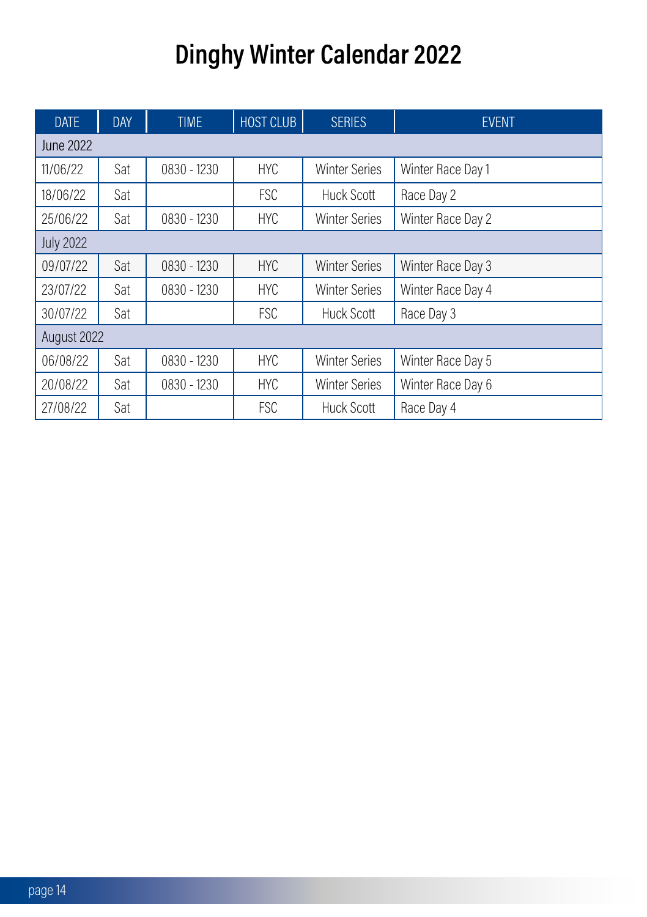# Dinghy Winter Calendar 2022

| DATE | DAY | TIME | HOST CLUB | SERIES | EVENT |
|---|---|---|---|---|---|
| June 2022 | | | | | |
| 11/06/22 | Sat | 0830 - 1230 | HYC | Winter Series | Winter Race Day 1 |
| 18/06/22 | Sat | | FSC | Huck Scott | Race Day 2 |
| 25/06/22 | Sat | 0830 - 1230 | HYC | Winter Series | Winter Race Day 2 |
| July 2022 | | | | | |
| 09/07/22 | Sat | 0830 - 1230 | HYC | Winter Series | Winter Race Day 3 |
| 23/07/22 | Sat | 0830 - 1230 | HYC | Winter Series | Winter Race Day 4 |
| 30/07/22 | Sat | | FSC | Huck Scott | Race Day 3 |
| August 2022 | | | | | |
| 06/08/22 | Sat | 0830 - 1230 | HYC | Winter Series | Winter Race Day 5 |
| 20/08/22 | Sat | 0830 - 1230 | HYC | Winter Series | Winter Race Day 6 |
| 27/08/22 | Sat | | FSC | Huck Scott | Race Day 4 |